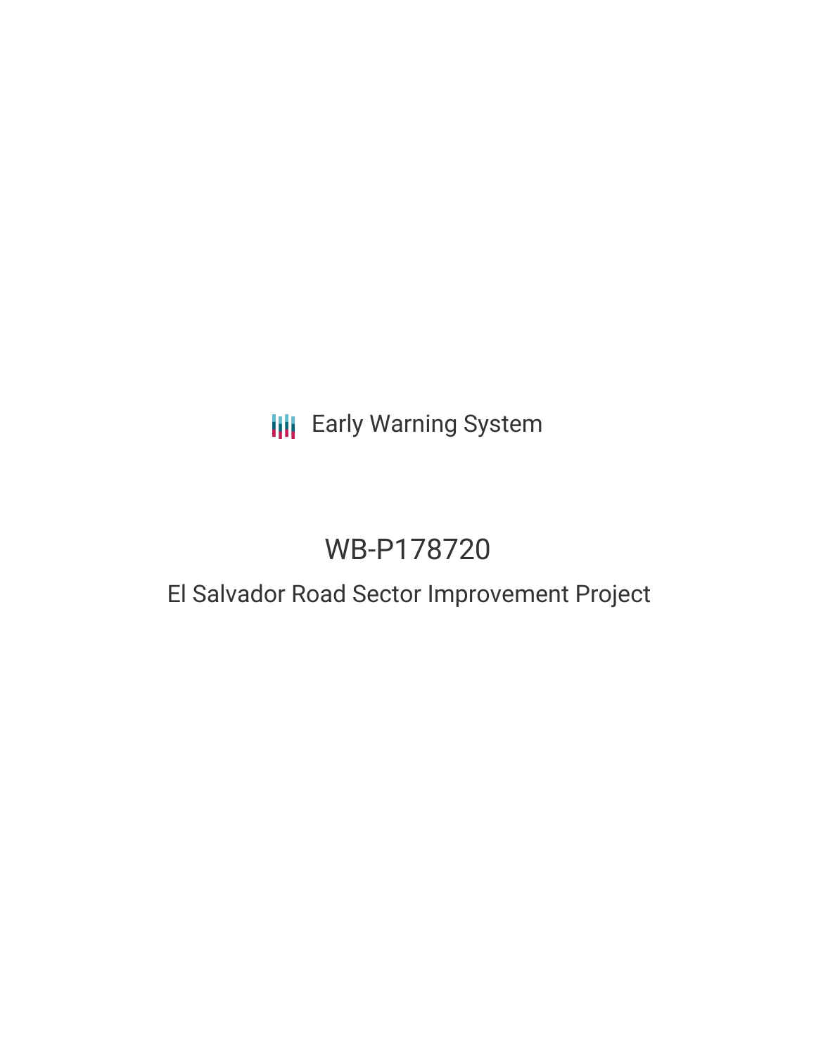Early Warning System

# WB-P178720

## El Salvador Road Sector Improvement Project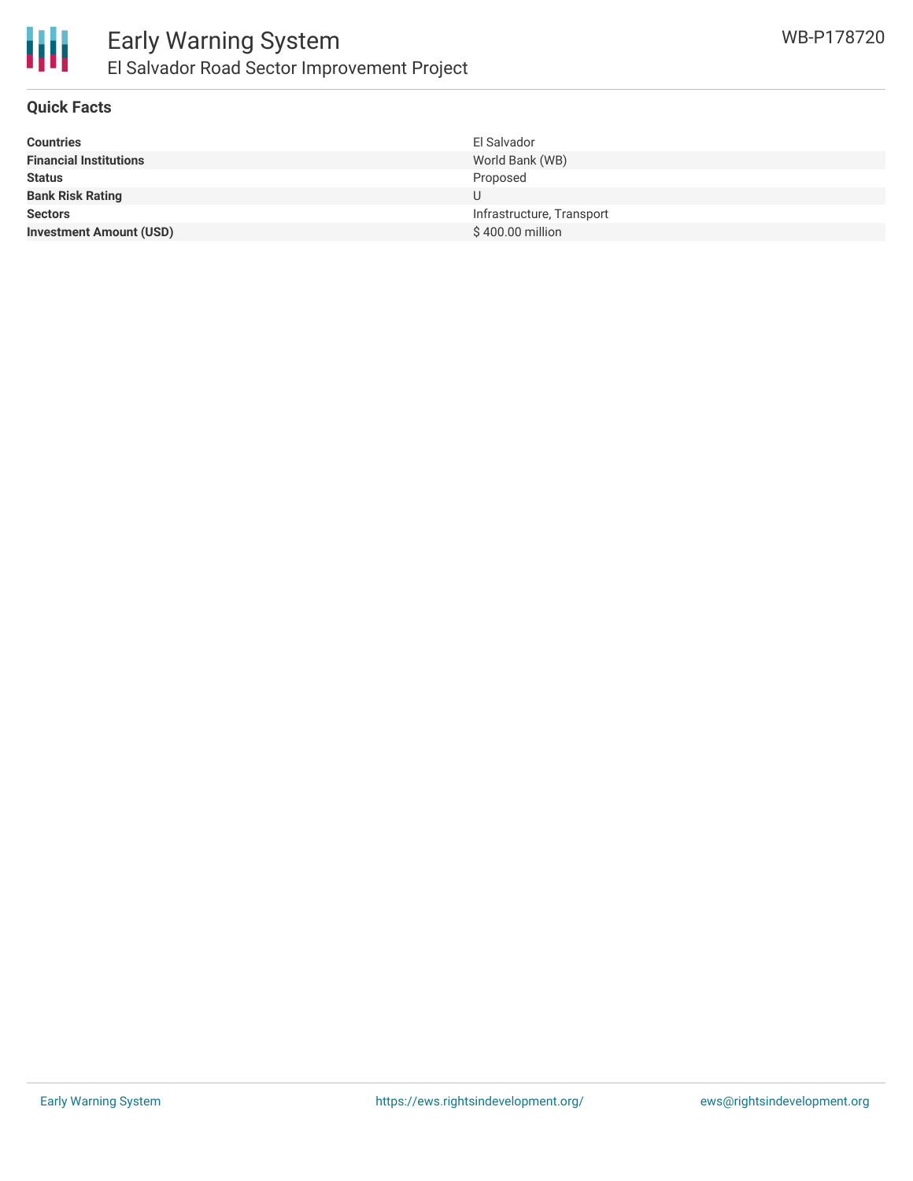# Early Warning System

## El Salvador Road Sector Improvement Project

WB-P178720

### Quick Facts

| | |
|---|---|
| **Countries** | El Salvador |
| **Financial Institutions** | World Bank (WB) |
| **Status** | Proposed |
| **Bank Risk Rating** | U |
| **Sectors** | Infrastructure, Transport |
| **Investment Amount (USD)** | $ 400.00 million |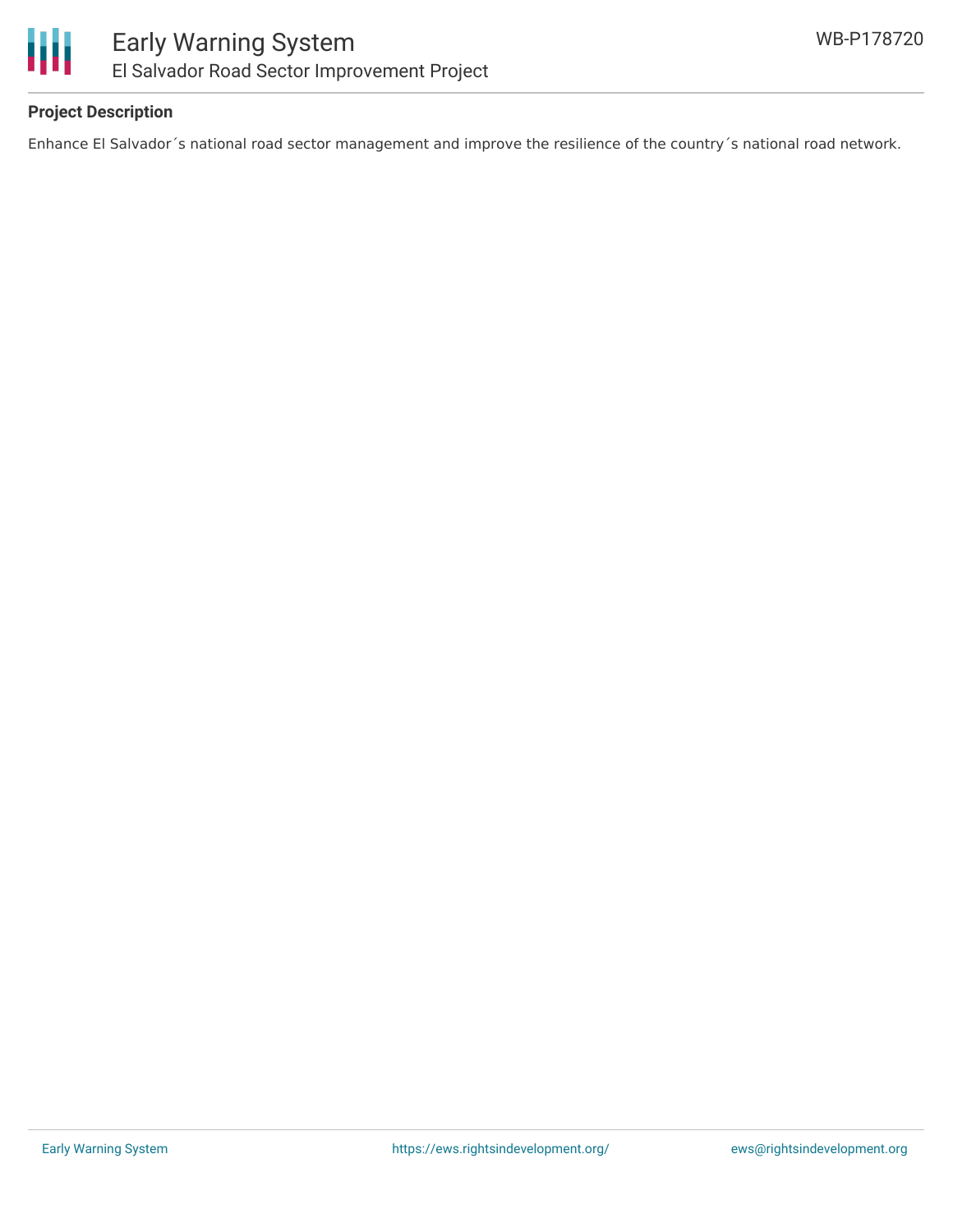**Project Description**

Enhance El Salvador´s national road sector management and improve the resilience of the country´s national road network.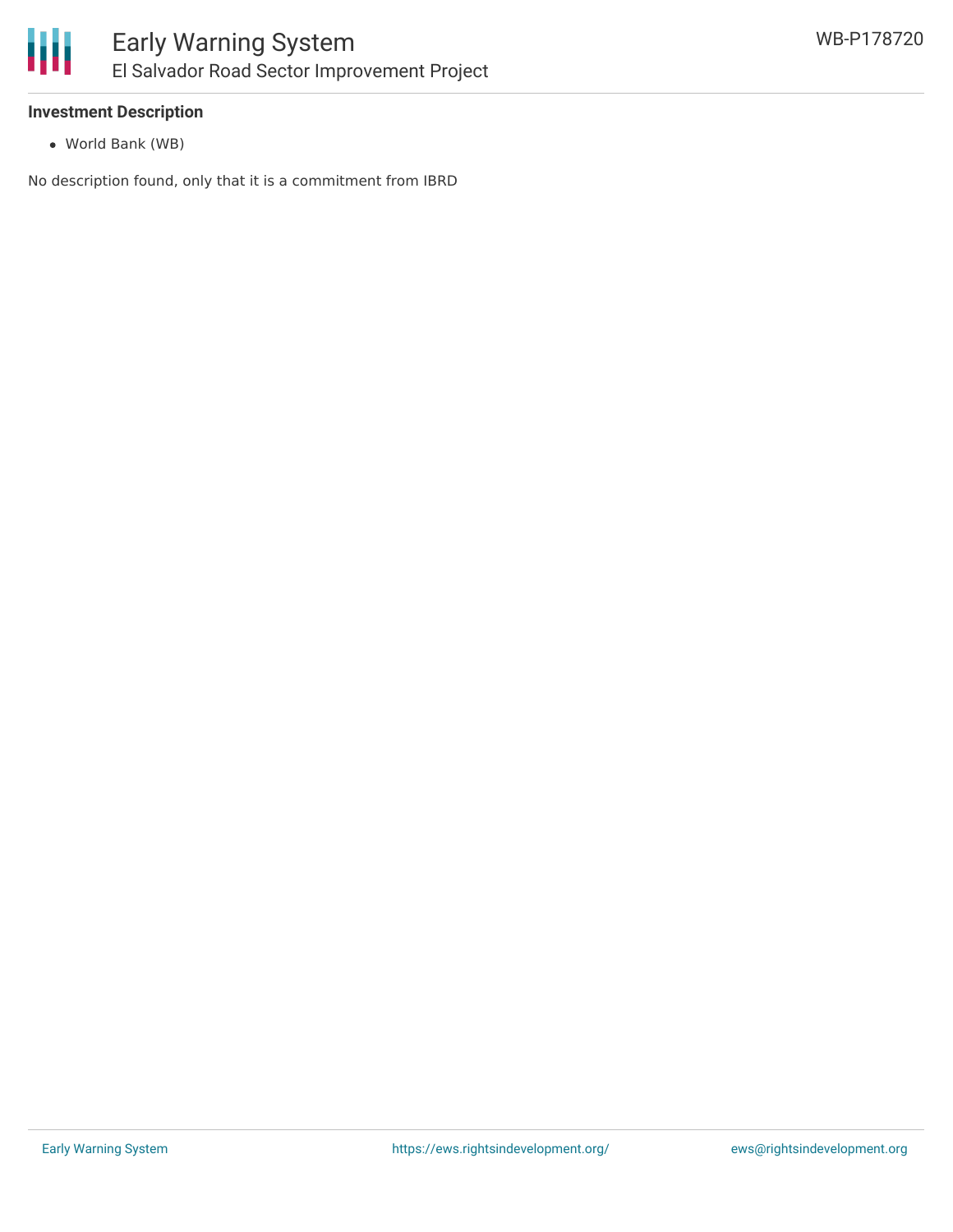**Investment Description**

- World Bank (WB)

No description found, only that it is a commitment from IBRD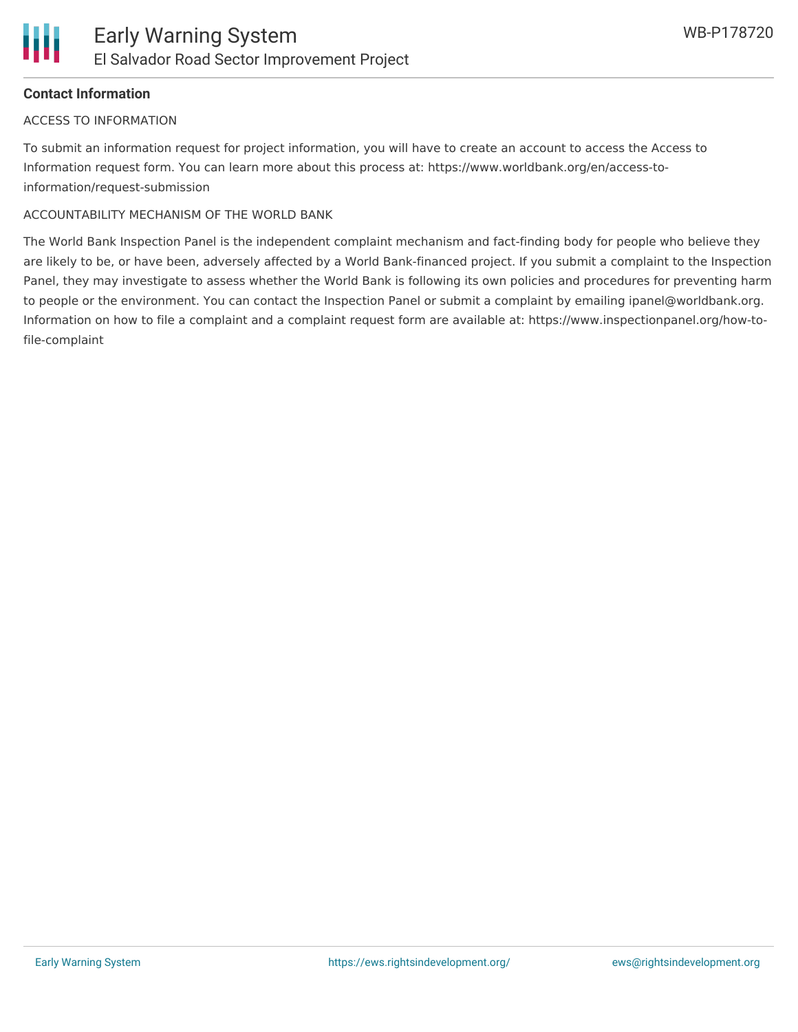## Contact Information

ACCESS TO INFORMATION

To submit an information request for project information, you will have to create an account to access the Access to Information request form. You can learn more about this process at: https://www.worldbank.org/en/access-to-information/request-submission

ACCOUNTABILITY MECHANISM OF THE WORLD BANK

The World Bank Inspection Panel is the independent complaint mechanism and fact-finding body for people who believe they are likely to be, or have been, adversely affected by a World Bank-financed project. If you submit a complaint to the Inspection Panel, they may investigate to assess whether the World Bank is following its own policies and procedures for preventing harm to people or the environment. You can contact the Inspection Panel or submit a complaint by emailing ipanel@worldbank.org. Information on how to file a complaint and a complaint request form are available at: https://www.inspectionpanel.org/how-to-file-complaint